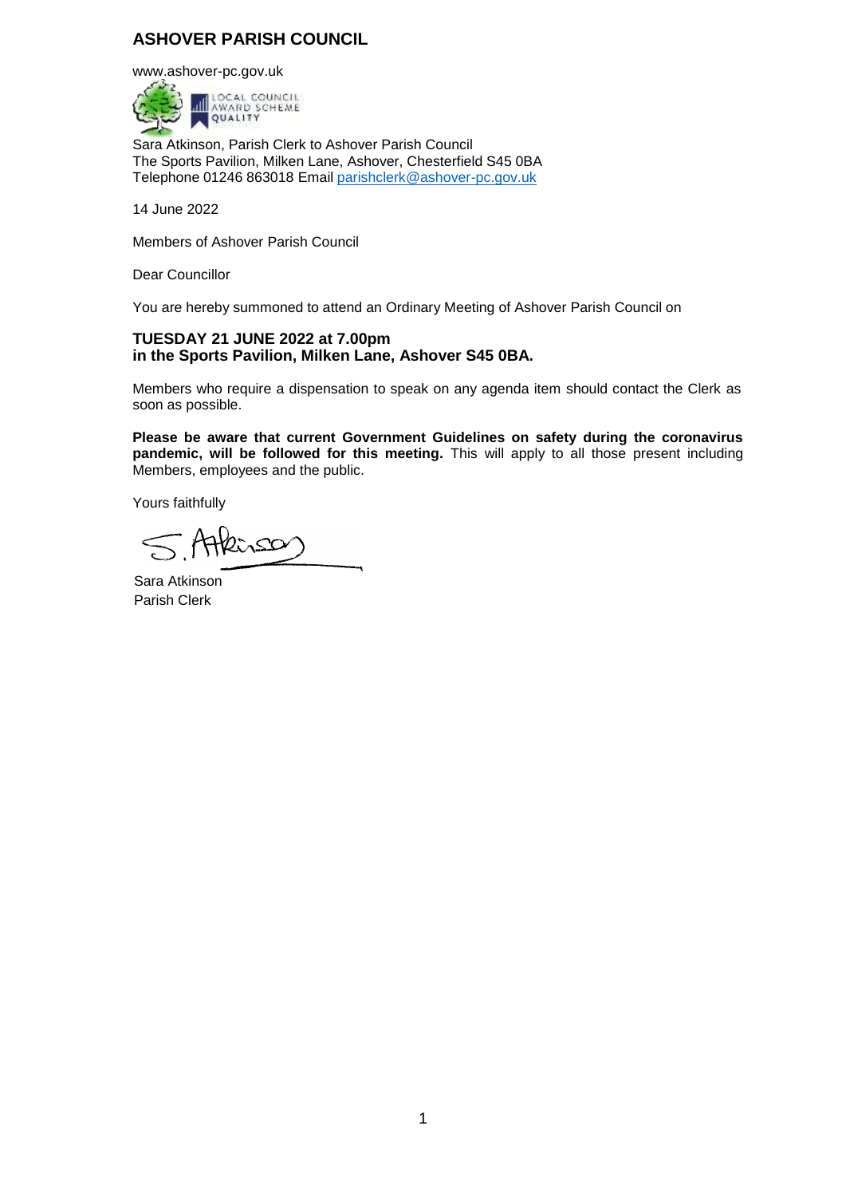# ASHOVER PARISH COUNCIL

www.ashover-pc.gov.uk

Sara Atkinson, Parish Clerk to Ashover Parish Council
The Sports Pavilion, Milken Lane, Ashover, Chesterfield S45 0BA
Telephone 01246 863018 Email parishclerk@ashover-pc.gov.uk

14 June 2022

Members of Ashover Parish Council

Dear Councillor

You are hereby summoned to attend an Ordinary Meeting of Ashover Parish Council on

**TUESDAY 21 JUNE 2022 at 7.00pm**
**in the Sports Pavilion, Milken Lane, Ashover S45 0BA.**

Members who require a dispensation to speak on any agenda item should contact the Clerk as soon as possible.

**Please be aware that current Government Guidelines on safety during the coronavirus pandemic, will be followed for this meeting.** This will apply to all those present including Members, employees and the public.

Yours faithfully

S. Atkinson

Sara Atkinson
Parish Clerk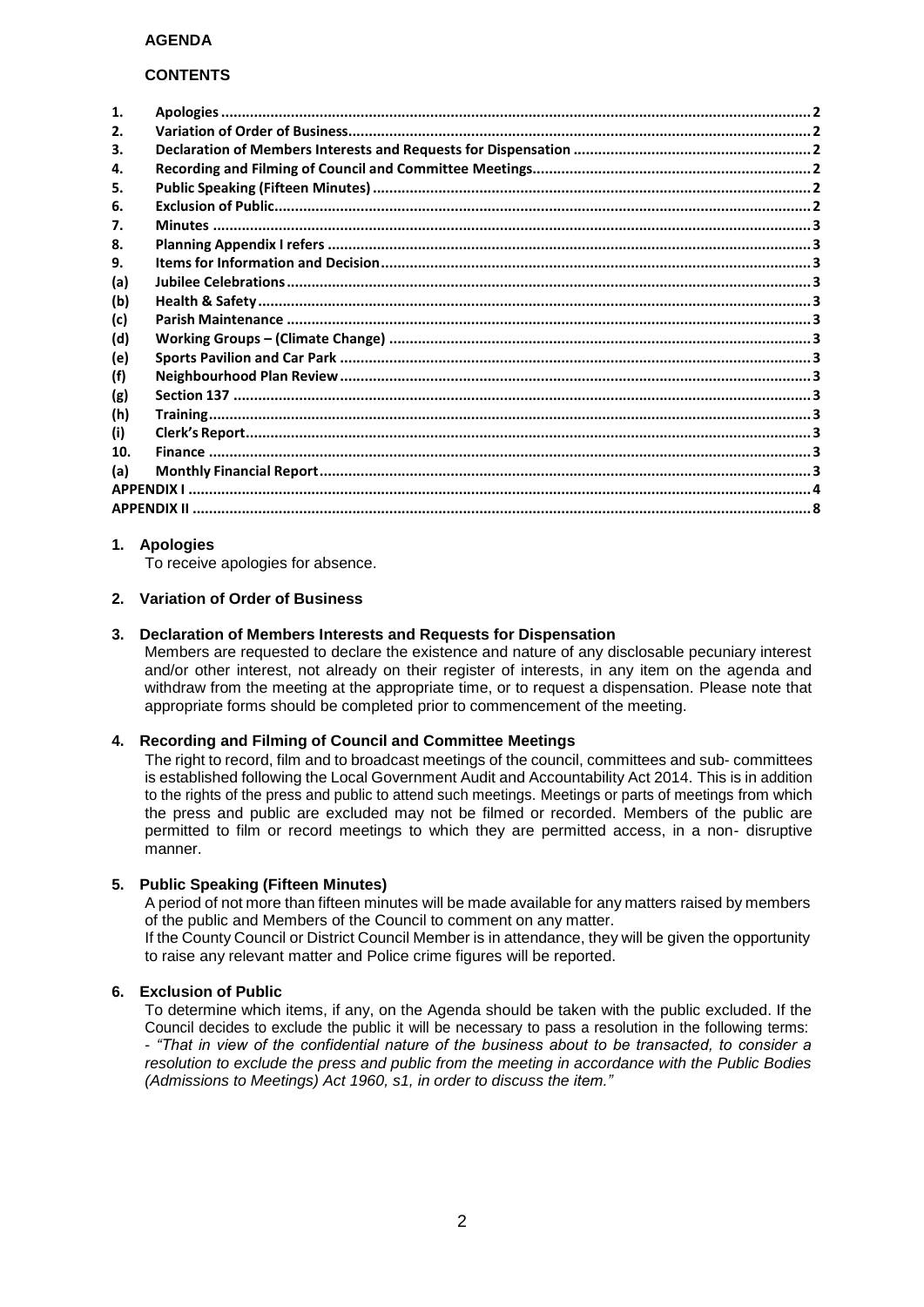**AGENDA**

**CONTENTS**

| | | |
|---|---|---|
| 1. | Apologies | 2 |
| 2. | Variation of Order of Business | 2 |
| 3. | Declaration of Members Interests and Requests for Dispensation | 2 |
| 4. | Recording and Filming of Council and Committee Meetings | 2 |
| 5. | Public Speaking (Fifteen Minutes) | 2 |
| 6. | Exclusion of Public | 2 |
| 7. | Minutes | 3 |
| 8. | Planning Appendix I refers | 3 |
| 9. | Items for Information and Decision | 3 |
| (a) | Jubilee Celebrations | 3 |
| (b) | Health & Safety | 3 |
| (c) | Parish Maintenance | 3 |
| (d) | Working Groups – (Climate Change) | 3 |
| (e) | Sports Pavilion and Car Park | 3 |
| (f) | Neighbourhood Plan Review | 3 |
| (g) | Section 137 | 3 |
| (h) | Training | 3 |
| (i) | Clerk's Report | 3 |
| 10. | Finance | 3 |
| (a) | Monthly Financial Report | 3 |
| APPENDIX I | | 4 |
| APPENDIX II | | 8 |

## 1. Apologies

To receive apologies for absence.

## 2. Variation of Order of Business

## 3. Declaration of Members Interests and Requests for Dispensation

Members are requested to declare the existence and nature of any disclosable pecuniary interest and/or other interest, not already on their register of interests, in any item on the agenda and withdraw from the meeting at the appropriate time, or to request a dispensation. Please note that appropriate forms should be completed prior to commencement of the meeting.

## 4. Recording and Filming of Council and Committee Meetings

The right to record, film and to broadcast meetings of the council, committees and sub- committees is established following the Local Government Audit and Accountability Act 2014. This is in addition to the rights of the press and public to attend such meetings. Meetings or parts of meetings from which the press and public are excluded may not be filmed or recorded. Members of the public are permitted to film or record meetings to which they are permitted access, in a non- disruptive manner.

## 5. Public Speaking (Fifteen Minutes)

A period of not more than fifteen minutes will be made available for any matters raised by members of the public and Members of the Council to comment on any matter.

If the County Council or District Council Member is in attendance, they will be given the opportunity to raise any relevant matter and Police crime figures will be reported.

## 6. Exclusion of Public

To determine which items, if any, on the Agenda should be taken with the public excluded. If the Council decides to exclude the public it will be necessary to pass a resolution in the following terms: - *"That in view of the confidential nature of the business about to be transacted, to consider a resolution to exclude the press and public from the meeting in accordance with the Public Bodies (Admissions to Meetings) Act 1960, s1, in order to discuss the item."*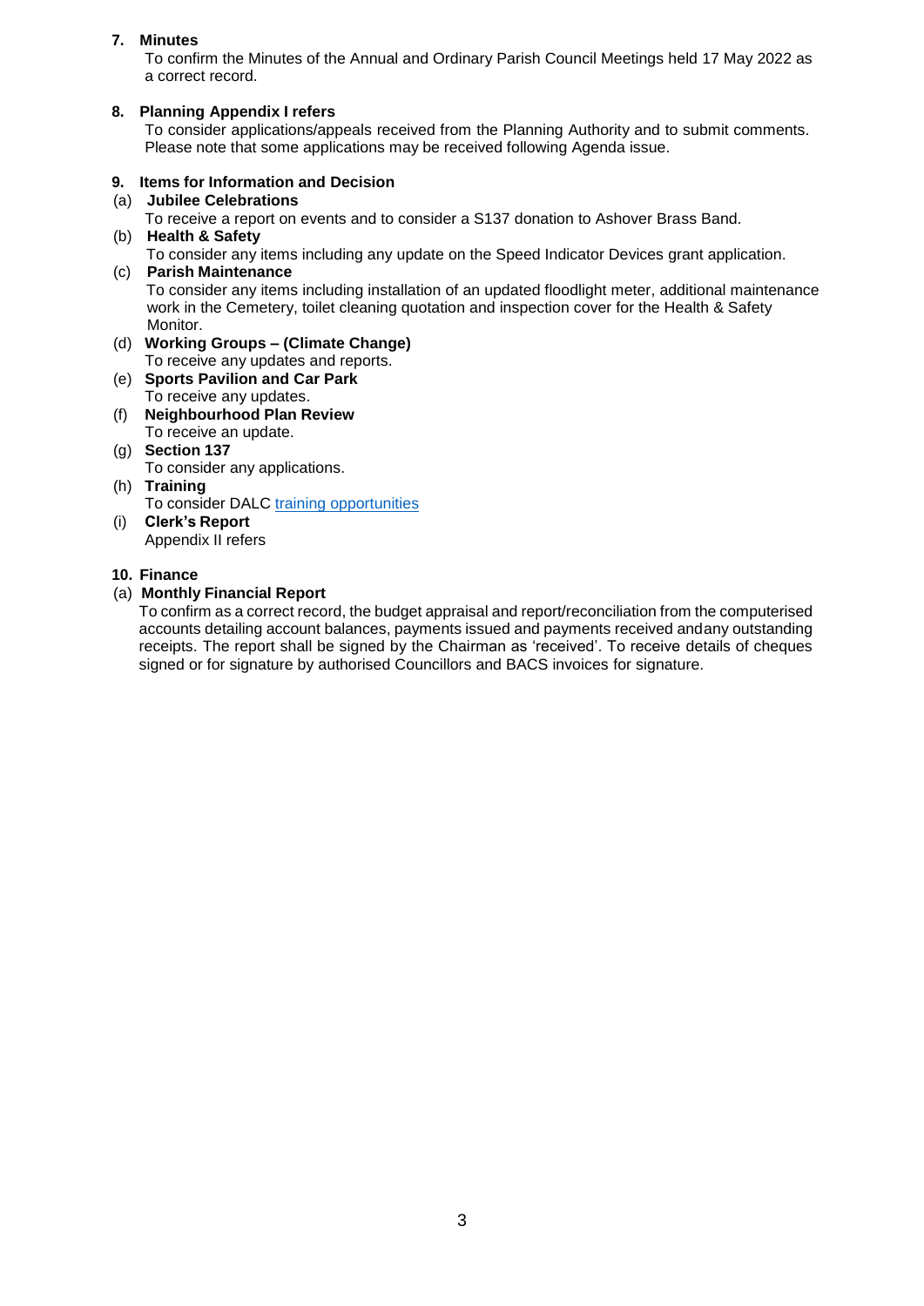**7. Minutes**

To confirm the Minutes of the Annual and Ordinary Parish Council Meetings held 17 May 2022 as a correct record.

**8. Planning Appendix I refers**

To consider applications/appeals received from the Planning Authority and to submit comments. Please note that some applications may be received following Agenda issue.

**9. Items for Information and Decision**

(a) **Jubilee Celebrations**
To receive a report on events and to consider a S137 donation to Ashover Brass Band.

(b) **Health & Safety**
To consider any items including any update on the Speed Indicator Devices grant application.

(c) **Parish Maintenance**
To consider any items including installation of an updated floodlight meter, additional maintenance work in the Cemetery, toilet cleaning quotation and inspection cover for the Health & Safety Monitor.

(d) **Working Groups – (Climate Change)**
To receive any updates and reports.

(e) **Sports Pavilion and Car Park**
To receive any updates.

(f) **Neighbourhood Plan Review**
To receive an update.

(g) **Section 137**
To consider any applications.

(h) **Training**
To consider DALC training opportunities

(i) **Clerk's Report**
Appendix II refers

**10. Finance**

(a) **Monthly Financial Report**
To confirm as a correct record, the budget appraisal and report/reconciliation from the computerised accounts detailing account balances, payments issued and payments received andany outstanding receipts. The report shall be signed by the Chairman as 'received'. To receive details of cheques signed or for signature by authorised Councillors and BACS invoices for signature.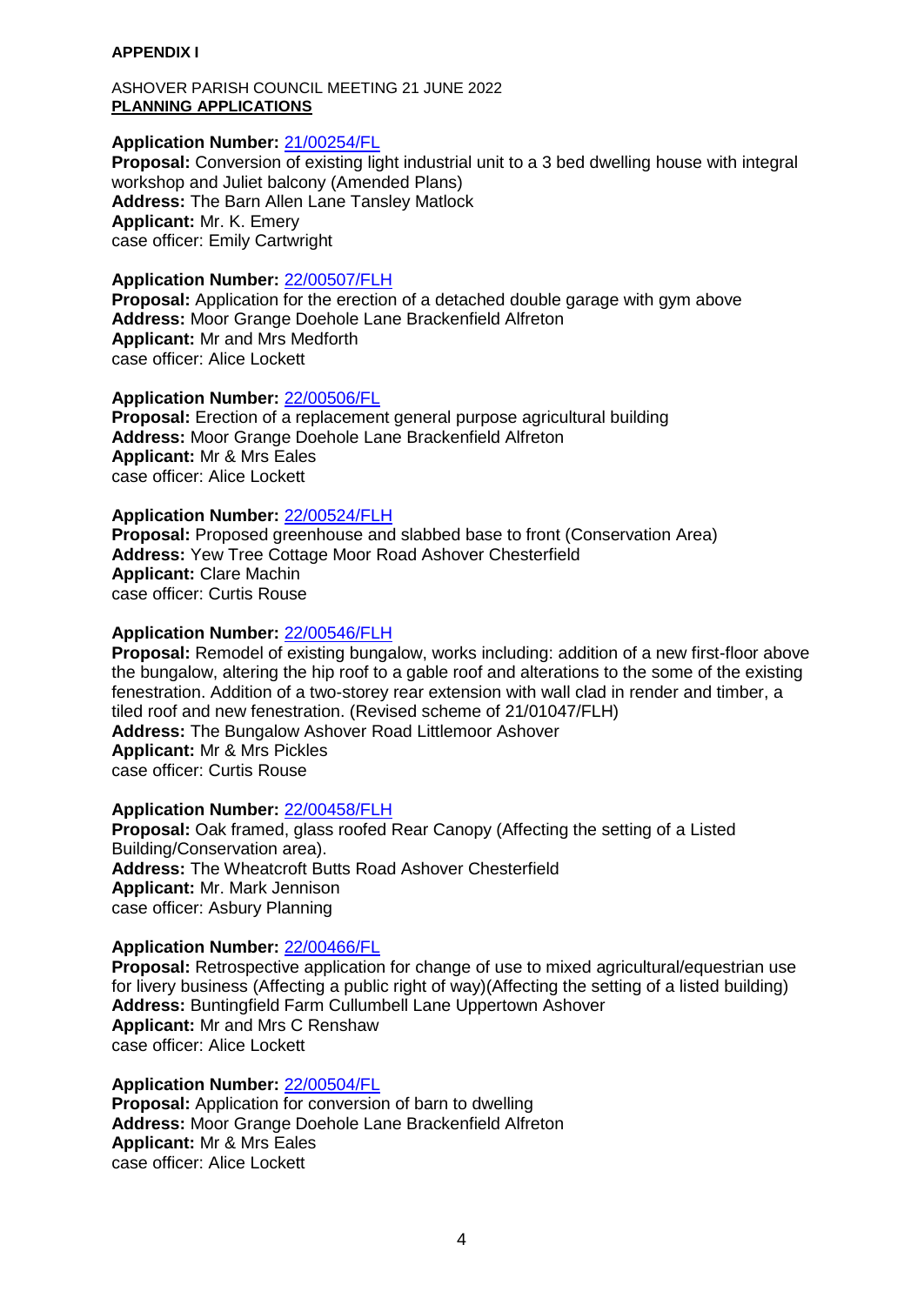**APPENDIX I**

ASHOVER PARISH COUNCIL MEETING 21 JUNE 2022
**PLANNING APPLICATIONS**

**Application Number:** 21/00254/FL
**Proposal:** Conversion of existing light industrial unit to a 3 bed dwelling house with integral workshop and Juliet balcony (Amended Plans)
**Address:** The Barn Allen Lane Tansley Matlock
**Applicant:** Mr. K. Emery
case officer: Emily Cartwright

**Application Number:** 22/00507/FLH
**Proposal:** Application for the erection of a detached double garage with gym above
**Address:** Moor Grange Doehole Lane Brackenfield Alfreton
**Applicant:** Mr and Mrs Medforth
case officer: Alice Lockett

**Application Number:** 22/00506/FL
**Proposal:** Erection of a replacement general purpose agricultural building
**Address:** Moor Grange Doehole Lane Brackenfield Alfreton
**Applicant:** Mr & Mrs Eales
case officer: Alice Lockett

**Application Number:** 22/00524/FLH
**Proposal:** Proposed greenhouse and slabbed base to front (Conservation Area)
**Address:** Yew Tree Cottage Moor Road Ashover Chesterfield
**Applicant:** Clare Machin
case officer: Curtis Rouse

**Application Number:** 22/00546/FLH
**Proposal:** Remodel of existing bungalow, works including: addition of a new first-floor above the bungalow, altering the hip roof to a gable roof and alterations to the some of the existing fenestration. Addition of a two-storey rear extension with wall clad in render and timber, a tiled roof and new fenestration. (Revised scheme of 21/01047/FLH)
**Address:** The Bungalow Ashover Road Littlemoor Ashover
**Applicant:** Mr & Mrs Pickles
case officer: Curtis Rouse

**Application Number:** 22/00458/FLH
**Proposal:** Oak framed, glass roofed Rear Canopy (Affecting the setting of a Listed Building/Conservation area).
**Address:** The Wheatcroft Butts Road Ashover Chesterfield
**Applicant:** Mr. Mark Jennison
case officer: Asbury Planning

**Application Number:** 22/00466/FL
**Proposal:** Retrospective application for change of use to mixed agricultural/equestrian use for livery business (Affecting a public right of way)(Affecting the setting of a listed building)
**Address:** Buntingfield Farm Cullumbell Lane Uppertown Ashover
**Applicant:** Mr and Mrs C Renshaw
case officer: Alice Lockett

**Application Number:** 22/00504/FL
**Proposal:** Application for conversion of barn to dwelling
**Address:** Moor Grange Doehole Lane Brackenfield Alfreton
**Applicant:** Mr & Mrs Eales
case officer: Alice Lockett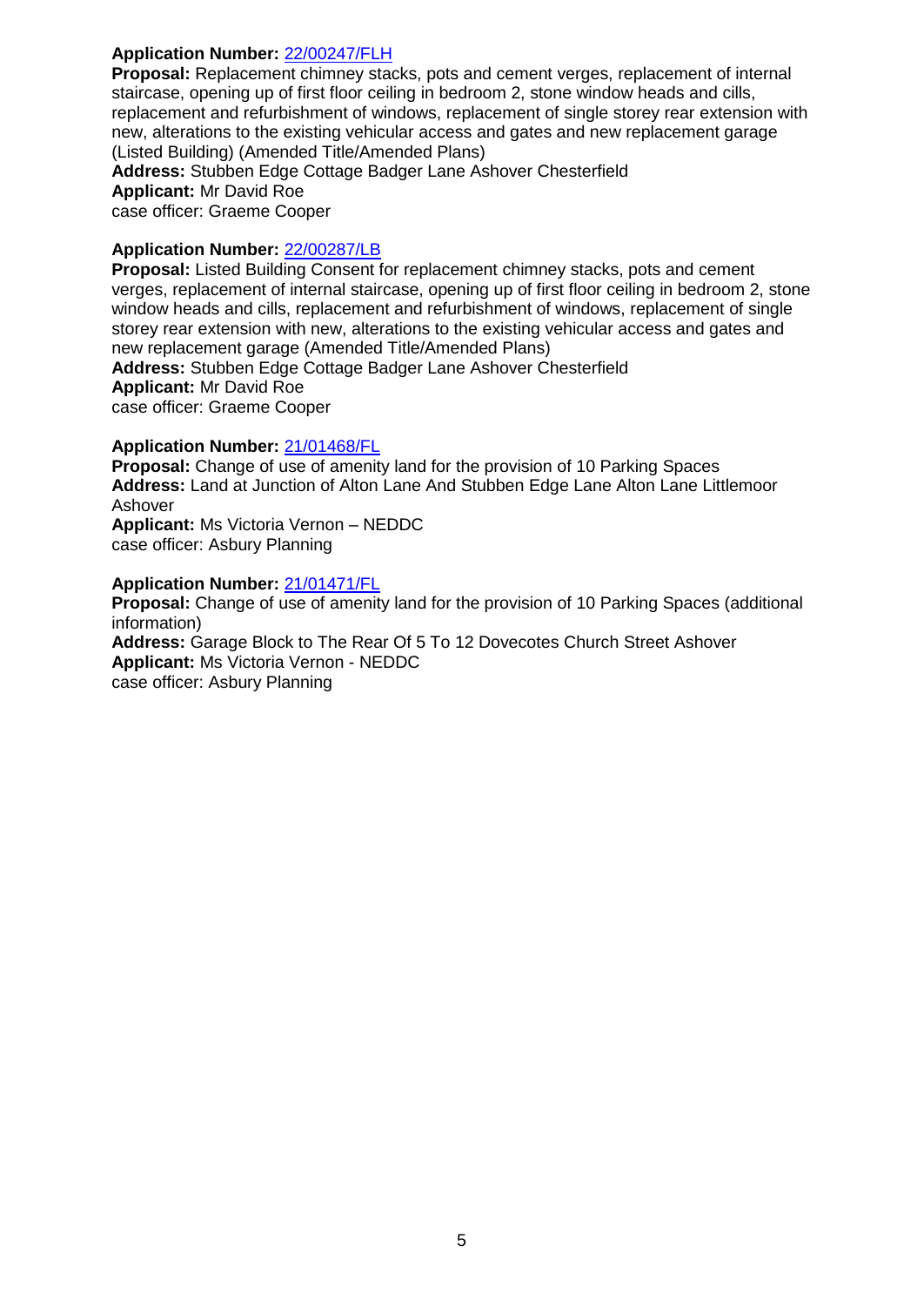**Application Number:** 22/00247/FLH
**Proposal:** Replacement chimney stacks, pots and cement verges, replacement of internal staircase, opening up of first floor ceiling in bedroom 2, stone window heads and cills, replacement and refurbishment of windows, replacement of single storey rear extension with new, alterations to the existing vehicular access and gates and new replacement garage (Listed Building) (Amended Title/Amended Plans)
**Address:** Stubben Edge Cottage Badger Lane Ashover Chesterfield
**Applicant:** Mr David Roe
case officer: Graeme Cooper

**Application Number:** 22/00287/LB
**Proposal:** Listed Building Consent for replacement chimney stacks, pots and cement verges, replacement of internal staircase, opening up of first floor ceiling in bedroom 2, stone window heads and cills, replacement and refurbishment of windows, replacement of single storey rear extension with new, alterations to the existing vehicular access and gates and new replacement garage (Amended Title/Amended Plans)
**Address:** Stubben Edge Cottage Badger Lane Ashover Chesterfield
**Applicant:** Mr David Roe
case officer: Graeme Cooper

**Application Number:** 21/01468/FL
**Proposal:** Change of use of amenity land for the provision of 10 Parking Spaces
**Address:** Land at Junction of Alton Lane And Stubben Edge Lane Alton Lane Littlemoor Ashover
**Applicant:** Ms Victoria Vernon – NEDDC
case officer: Asbury Planning

**Application Number:** 21/01471/FL
**Proposal:** Change of use of amenity land for the provision of 10 Parking Spaces (additional information)
**Address:** Garage Block to The Rear Of 5 To 12 Dovecotes Church Street Ashover
**Applicant:** Ms Victoria Vernon - NEDDC
case officer: Asbury Planning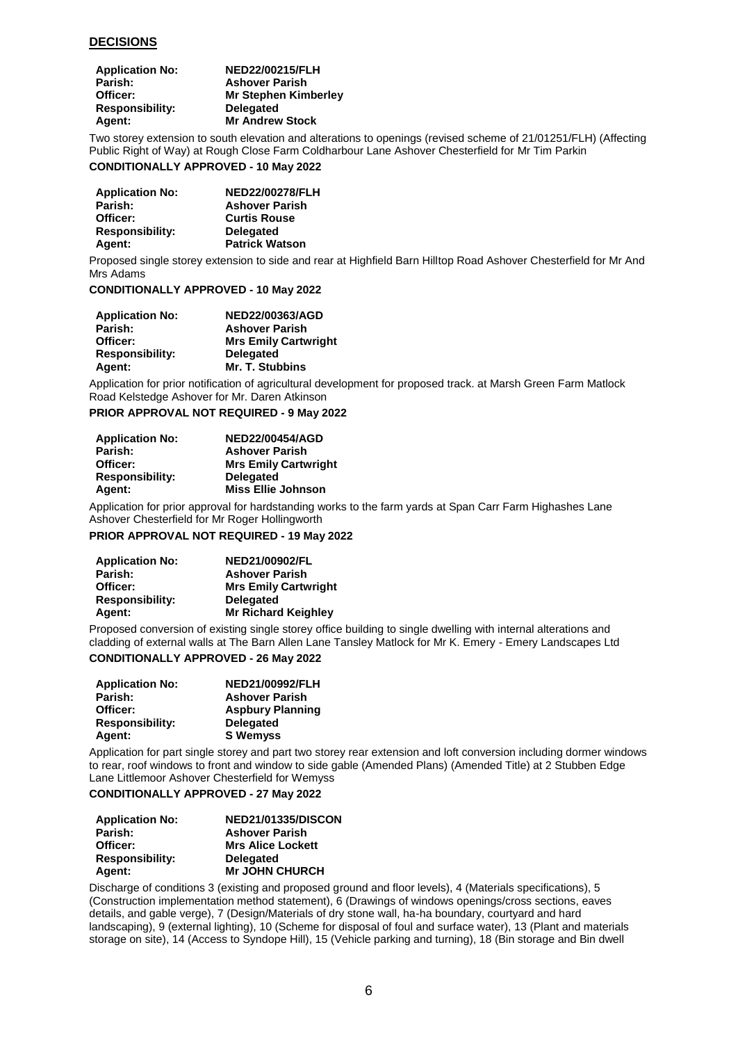## DECISIONS

**Application No:** **NED22/00215/FLH**
**Parish:** **Ashover Parish**
**Officer:** **Mr Stephen Kimberley**
**Responsibility:** **Delegated**
**Agent:** **Mr Andrew Stock**

Two storey extension to south elevation and alterations to openings (revised scheme of 21/01251/FLH) (Affecting Public Right of Way) at Rough Close Farm Coldharbour Lane Ashover Chesterfield for Mr Tim Parkin

**CONDITIONALLY APPROVED - 10 May 2022**

**Application No:** **NED22/00278/FLH**
**Parish:** **Ashover Parish**
**Officer:** **Curtis Rouse**
**Responsibility:** **Delegated**
**Agent:** **Patrick Watson**

Proposed single storey extension to side and rear at Highfield Barn Hilltop Road Ashover Chesterfield for Mr And Mrs Adams

**CONDITIONALLY APPROVED - 10 May 2022**

**Application No:** **NED22/00363/AGD**
**Parish:** **Ashover Parish**
**Officer:** **Mrs Emily Cartwright**
**Responsibility:** **Delegated**
**Agent:** **Mr. T. Stubbins**

Application for prior notification of agricultural development for proposed track. at Marsh Green Farm Matlock Road Kelstedge Ashover for Mr. Daren Atkinson

**PRIOR APPROVAL NOT REQUIRED - 9 May 2022**

**Application No:** **NED22/00454/AGD**
**Parish:** **Ashover Parish**
**Officer:** **Mrs Emily Cartwright**
**Responsibility:** **Delegated**
**Agent:** **Miss Ellie Johnson**

Application for prior approval for hardstanding works to the farm yards at Span Carr Farm Highashes Lane Ashover Chesterfield for Mr Roger Hollingworth

**PRIOR APPROVAL NOT REQUIRED - 19 May 2022**

**Application No:** **NED21/00902/FL**
**Parish:** **Ashover Parish**
**Officer:** **Mrs Emily Cartwright**
**Responsibility:** **Delegated**
**Agent:** **Mr Richard Keighley**

Proposed conversion of existing single storey office building to single dwelling with internal alterations and cladding of external walls at The Barn Allen Lane Tansley Matlock for Mr K. Emery - Emery Landscapes Ltd

**CONDITIONALLY APPROVED - 26 May 2022**

**Application No:** **NED21/00992/FLH**
**Parish:** **Ashover Parish**
**Officer:** **Aspbury Planning**
**Responsibility:** **Delegated**
**Agent:** **S Wemyss**

Application for part single storey and part two storey rear extension and loft conversion including dormer windows to rear, roof windows to front and window to side gable (Amended Plans) (Amended Title) at 2 Stubben Edge Lane Littlemoor Ashover Chesterfield for Wemyss

**CONDITIONALLY APPROVED - 27 May 2022**

**Application No:** **NED21/01335/DISCON**
**Parish:** **Ashover Parish**
**Officer:** **Mrs Alice Lockett**
**Responsibility:** **Delegated**
**Agent:** **Mr JOHN CHURCH**

Discharge of conditions 3 (existing and proposed ground and floor levels), 4 (Materials specifications), 5 (Construction implementation method statement), 6 (Drawings of windows openings/cross sections, eaves details, and gable verge), 7 (Design/Materials of dry stone wall, ha-ha boundary, courtyard and hard landscaping), 9 (external lighting), 10 (Scheme for disposal of foul and surface water), 13 (Plant and materials storage on site), 14 (Access to Syndope Hill), 15 (Vehicle parking and turning), 18 (Bin storage and Bin dwell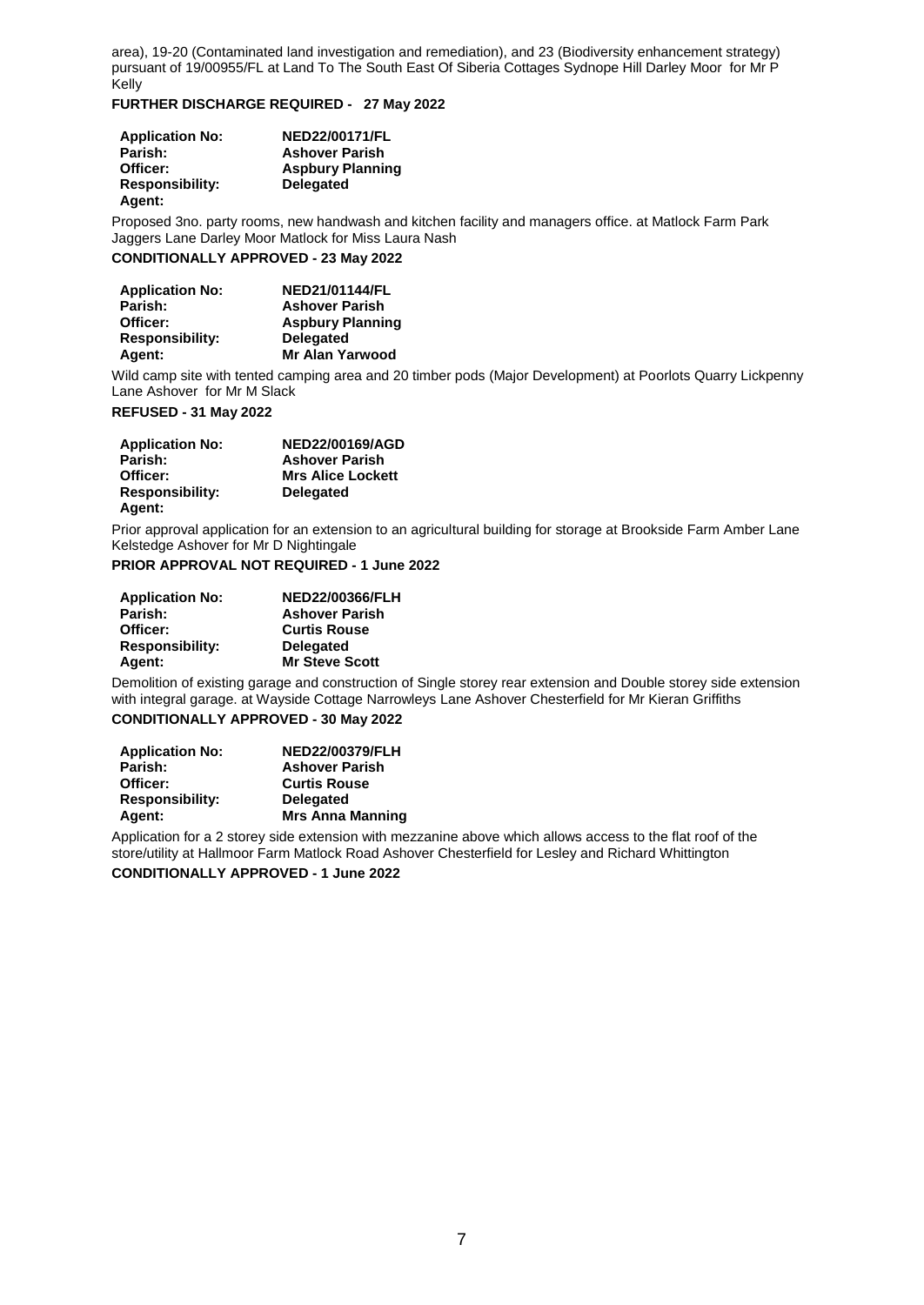area), 19-20 (Contaminated land investigation and remediation), and 23 (Biodiversity enhancement strategy) pursuant of 19/00955/FL at Land To The South East Of Siberia Cottages Sydnope Hill Darley Moor for Mr P Kelly

**FURTHER DISCHARGE REQUIRED - 27 May 2022**

| | |
|---|---|
| **Application No:** | **NED22/00171/FL** |
| **Parish:** | **Ashover Parish** |
| **Officer:** | **Aspbury Planning** |
| **Responsibility:** | **Delegated** |
| **Agent:** | |

Proposed 3no. party rooms, new handwash and kitchen facility and managers office. at Matlock Farm Park Jaggers Lane Darley Moor Matlock for Miss Laura Nash

**CONDITIONALLY APPROVED - 23 May 2022**

| | |
|---|---|
| **Application No:** | **NED21/01144/FL** |
| **Parish:** | **Ashover Parish** |
| **Officer:** | **Aspbury Planning** |
| **Responsibility:** | **Delegated** |
| **Agent:** | **Mr Alan Yarwood** |

Wild camp site with tented camping area and 20 timber pods (Major Development) at Poorlots Quarry Lickpenny Lane Ashover for Mr M Slack

**REFUSED - 31 May 2022**

| | |
|---|---|
| **Application No:** | **NED22/00169/AGD** |
| **Parish:** | **Ashover Parish** |
| **Officer:** | **Mrs Alice Lockett** |
| **Responsibility:** | **Delegated** |
| **Agent:** | |

Prior approval application for an extension to an agricultural building for storage at Brookside Farm Amber Lane Kelstedge Ashover for Mr D Nightingale

**PRIOR APPROVAL NOT REQUIRED - 1 June 2022**

| | |
|---|---|
| **Application No:** | **NED22/00366/FLH** |
| **Parish:** | **Ashover Parish** |
| **Officer:** | **Curtis Rouse** |
| **Responsibility:** | **Delegated** |
| **Agent:** | **Mr Steve Scott** |

Demolition of existing garage and construction of Single storey rear extension and Double storey side extension with integral garage. at Wayside Cottage Narrowleys Lane Ashover Chesterfield for Mr Kieran Griffiths

**CONDITIONALLY APPROVED - 30 May 2022**

| | |
|---|---|
| **Application No:** | **NED22/00379/FLH** |
| **Parish:** | **Ashover Parish** |
| **Officer:** | **Curtis Rouse** |
| **Responsibility:** | **Delegated** |
| **Agent:** | **Mrs Anna Manning** |

Application for a 2 storey side extension with mezzanine above which allows access to the flat roof of the store/utility at Hallmoor Farm Matlock Road Ashover Chesterfield for Lesley and Richard Whittington

**CONDITIONALLY APPROVED - 1 June 2022**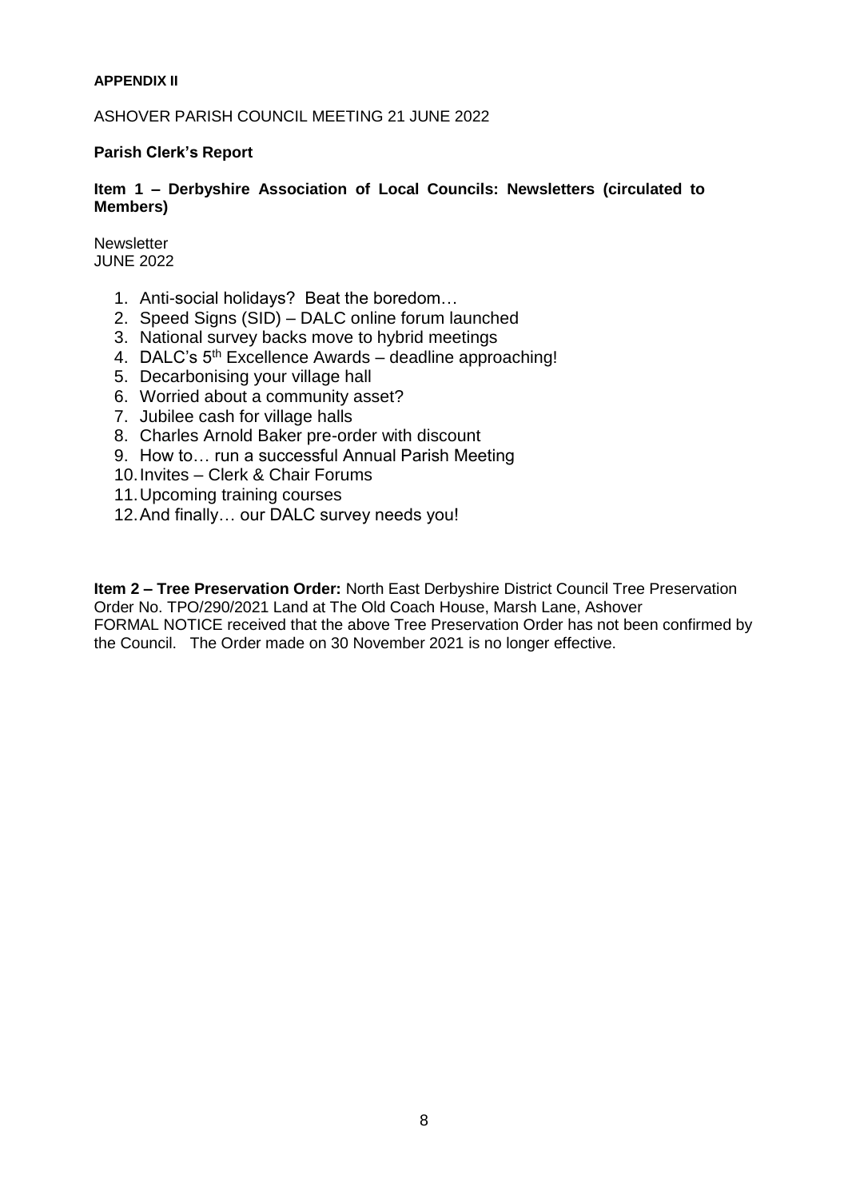**APPENDIX II**

ASHOVER PARISH COUNCIL MEETING 21 JUNE 2022

**Parish Clerk's Report**

**Item 1 – Derbyshire Association of Local Councils: Newsletters (circulated to Members)**

Newsletter
JUNE 2022

1. Anti-social holidays? Beat the boredom…
2. Speed Signs (SID) – DALC online forum launched
3. National survey backs move to hybrid meetings
4. DALC's 5th Excellence Awards – deadline approaching!
5. Decarbonising your village hall
6. Worried about a community asset?
7. Jubilee cash for village halls
8. Charles Arnold Baker pre-order with discount
9. How to… run a successful Annual Parish Meeting
10. Invites – Clerk & Chair Forums
11. Upcoming training courses
12. And finally… our DALC survey needs you!

**Item 2 – Tree Preservation Order:** North East Derbyshire District Council Tree Preservation Order No. TPO/290/2021 Land at The Old Coach House, Marsh Lane, Ashover
FORMAL NOTICE received that the above Tree Preservation Order has not been confirmed by the Council. The Order made on 30 November 2021 is no longer effective.